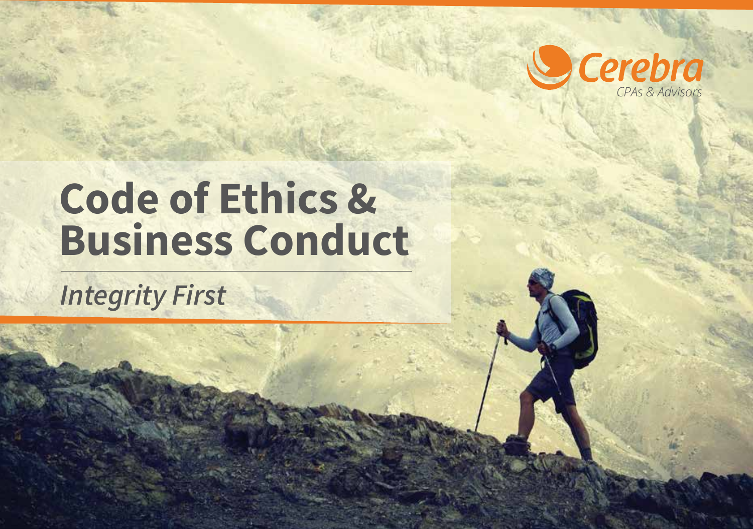Cerebra
CPAs & Advisors

# Code of Ethics & Business Conduct

*Integrity First*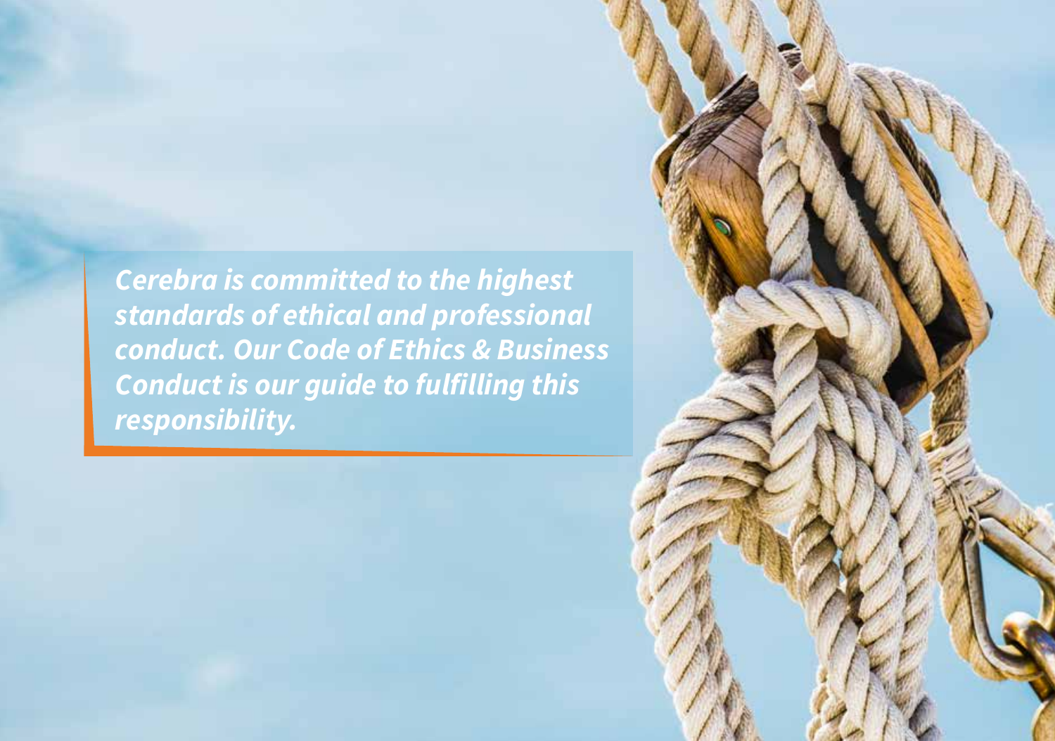*Cerebra is committed to the highest standards of ethical and professional conduct. Our Code of Ethics & Business Conduct is our guide to fulfilling this responsibility.*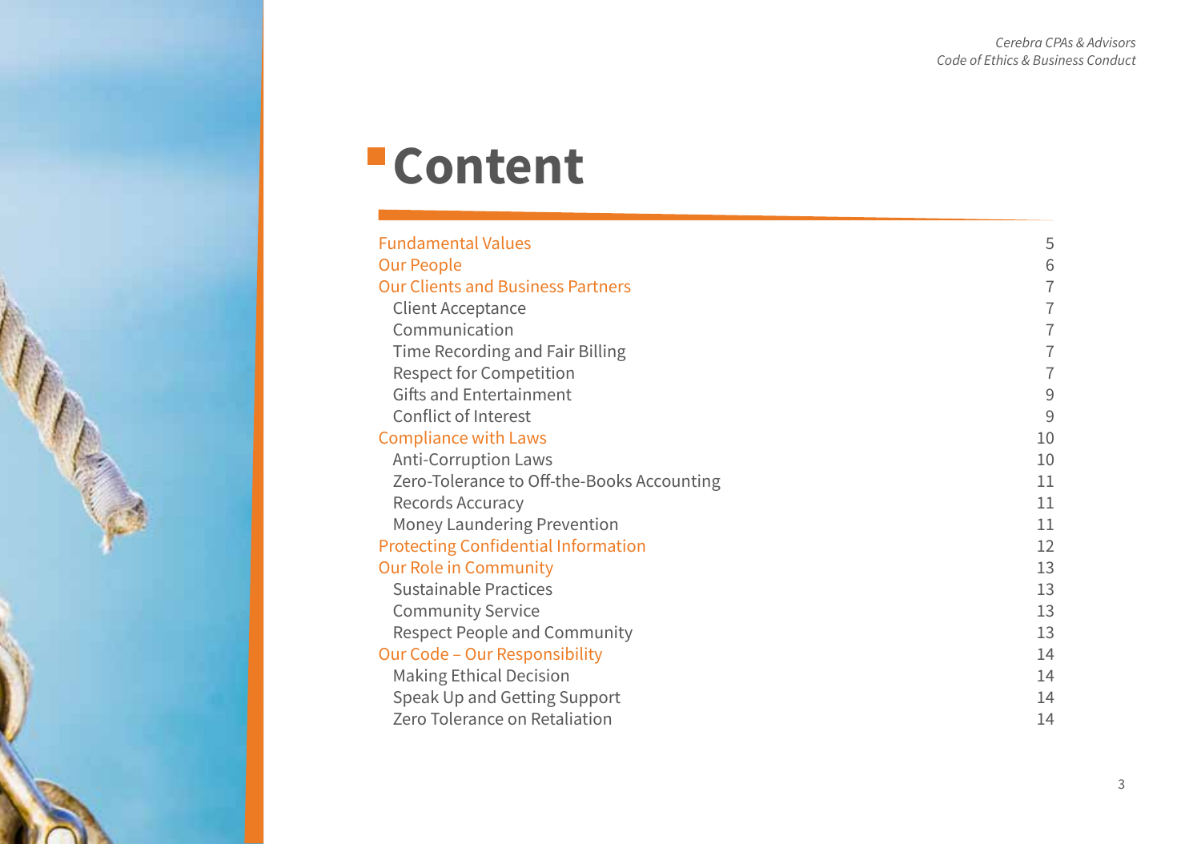# Content

| | |
|---|---|
| Fundamental Values | 5 |
| Our People | 6 |
| Our Clients and Business Partners | 7 |
| Client Acceptance | 7 |
| Communication | 7 |
| Time Recording and Fair Billing | 7 |
| Respect for Competition | 7 |
| Gifts and Entertainment | 9 |
| Conflict of Interest | 9 |
| Compliance with Laws | 10 |
| Anti-Corruption Laws | 10 |
| Zero-Tolerance to Off-the-Books Accounting | 11 |
| Records Accuracy | 11 |
| Money Laundering Prevention | 11 |
| Protecting Confidential Information | 12 |
| Our Role in Community | 13 |
| Sustainable Practices | 13 |
| Community Service | 13 |
| Respect People and Community | 13 |
| Our Code – Our Responsibility | 14 |
| Making Ethical Decision | 14 |
| Speak Up and Getting Support | 14 |
| Zero Tolerance on Retaliation | 14 |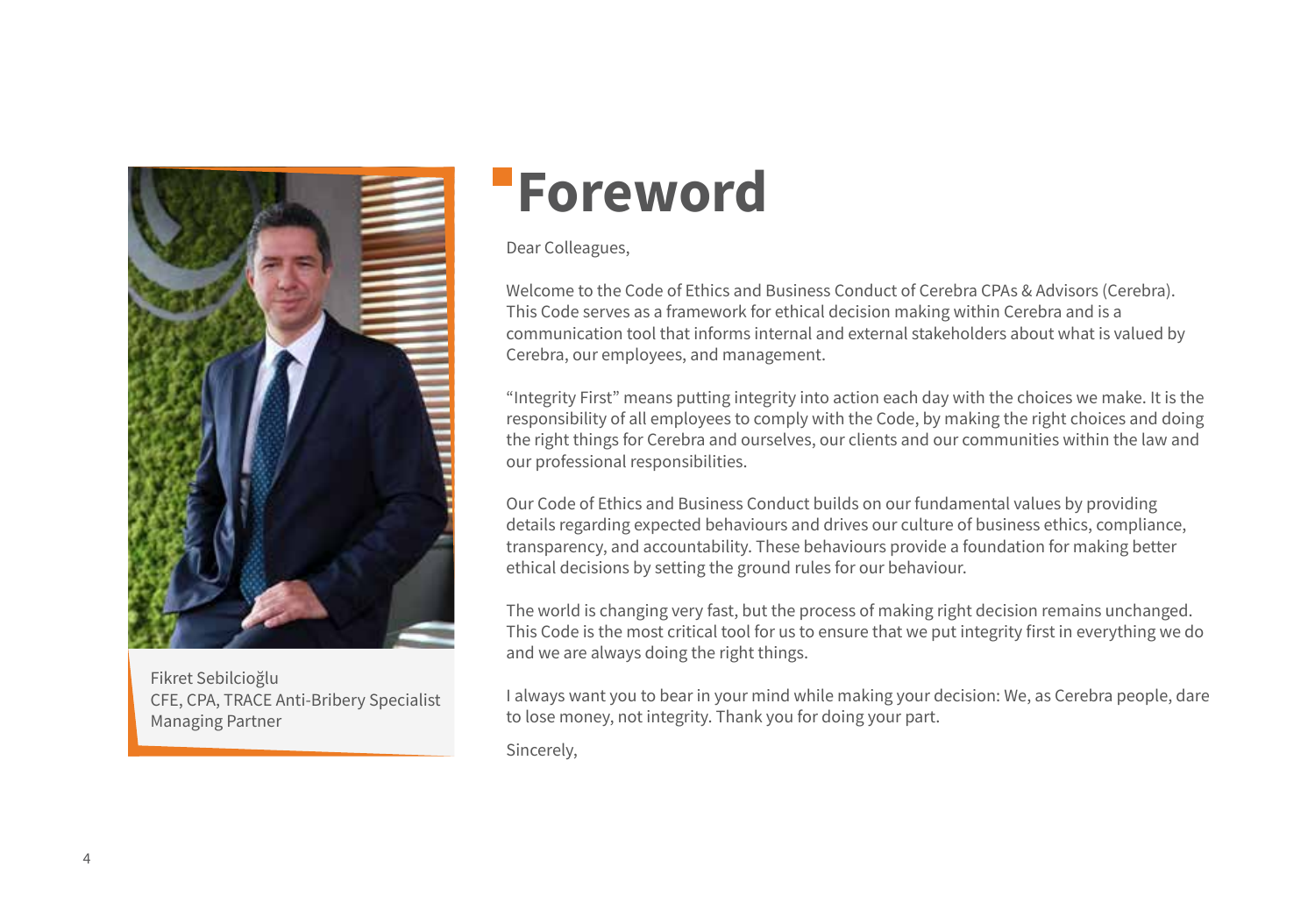# Foreword

Dear Colleagues,

Welcome to the Code of Ethics and Business Conduct of Cerebra CPAs & Advisors (Cerebra). This Code serves as a framework for ethical decision making within Cerebra and is a communication tool that informs internal and external stakeholders about what is valued by Cerebra, our employees, and management.

"Integrity First" means putting integrity into action each day with the choices we make. It is the responsibility of all employees to comply with the Code, by making the right choices and doing the right things for Cerebra and ourselves, our clients and our communities within the law and our professional responsibilities.

Our Code of Ethics and Business Conduct builds on our fundamental values by providing details regarding expected behaviours and drives our culture of business ethics, compliance, transparency, and accountability. These behaviours provide a foundation for making better ethical decisions by setting the ground rules for our behaviour.

The world is changing very fast, but the process of making right decision remains unchanged. This Code is the most critical tool for us to ensure that we put integrity first in everything we do and we are always doing the right things.

I always want you to bear in your mind while making your decision: We, as Cerebra people, dare to lose money, not integrity. Thank you for doing your part.

Sincerely,

Fikret Sebilcioğlu
CFE, CPA, TRACE Anti-Bribery Specialist
Managing Partner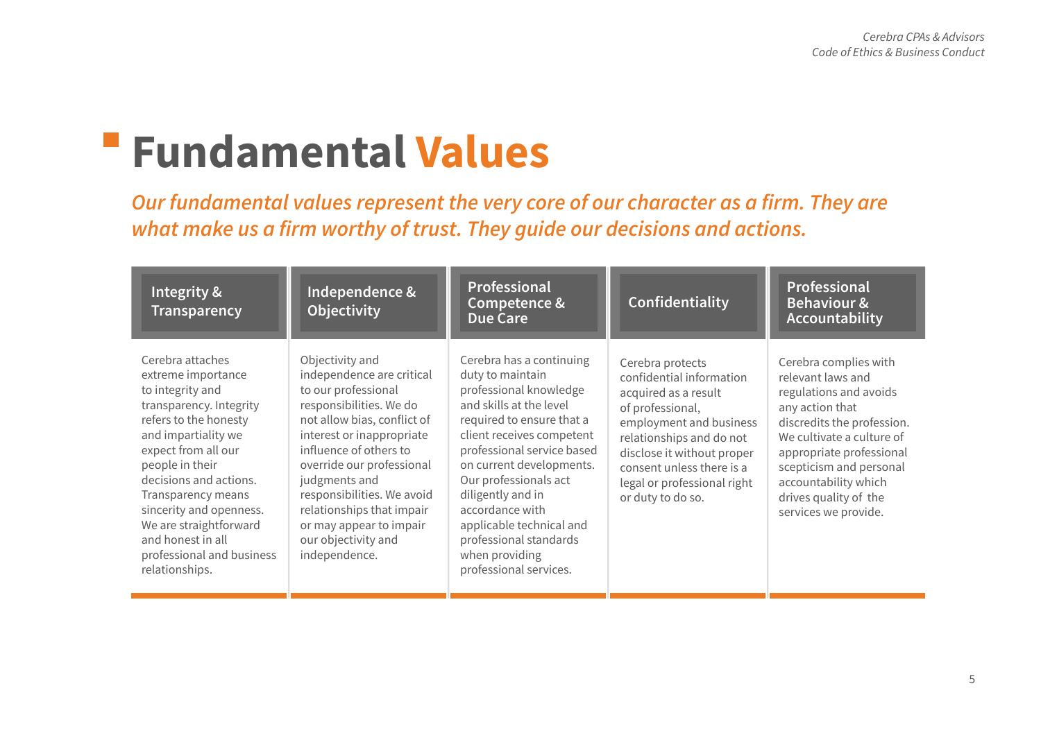# Fundamental Values

*Our fundamental values represent the very core of our character as a firm. They are what make us a firm worthy of trust. They guide our decisions and actions.*

### Integrity & Transparency

Cerebra attaches extreme importance to integrity and transparency. Integrity refers to the honesty and impartiality we expect from all our people in their decisions and actions. Transparency means sincerity and openness. We are straightforward and honest in all professional and business relationships.

### Independence & Objectivity

Objectivity and independence are critical to our professional responsibilities. We do not allow bias, conflict of interest or inappropriate influence of others to override our professional judgments and responsibilities. We avoid relationships that impair or may appear to impair our objectivity and independence.

### Professional Competence & Due Care

Cerebra has a continuing duty to maintain professional knowledge and skills at the level required to ensure that a client receives competent professional service based on current developments. Our professionals act diligently and in accordance with applicable technical and professional standards when providing professional services.

### Confidentiality

Cerebra protects confidential information acquired as a result of professional, employment and business relationships and do not disclose it without proper consent unless there is a legal or professional right or duty to do so.

### Professional Behaviour & Accountability

Cerebra complies with relevant laws and regulations and avoids any action that discredits the profession. We cultivate a culture of appropriate professional scepticism and personal accountability which drives quality of the services we provide.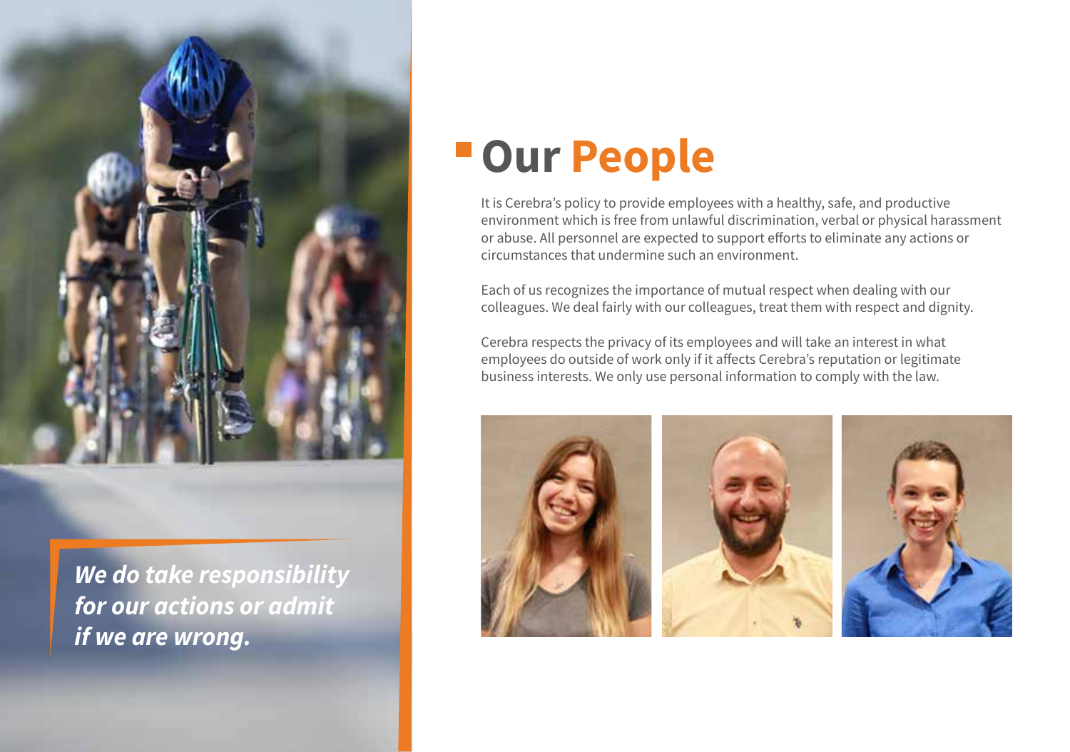*We do take responsibility for our actions or admit if we are wrong.*

# Our People

It is Cerebra's policy to provide employees with a healthy, safe, and productive environment which is free from unlawful discrimination, verbal or physical harassment or abuse. All personnel are expected to support efforts to eliminate any actions or circumstances that undermine such an environment.

Each of us recognizes the importance of mutual respect when dealing with our colleagues. We deal fairly with our colleagues, treat them with respect and dignity.

Cerebra respects the privacy of its employees and will take an interest in what employees do outside of work only if it affects Cerebra's reputation or legitimate business interests. We only use personal information to comply with the law.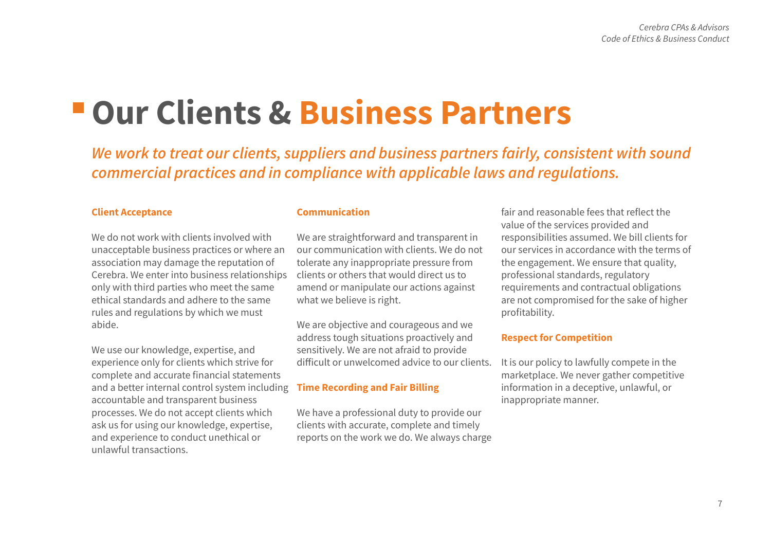# Our Clients & Business Partners

*We work to treat our clients, suppliers and business partners fairly, consistent with sound commercial practices and in compliance with applicable laws and regulations.*

### Client Acceptance

We do not work with clients involved with unacceptable business practices or where an association may damage the reputation of Cerebra. We enter into business relationships only with third parties who meet the same ethical standards and adhere to the same rules and regulations by which we must abide.

We use our knowledge, expertise, and experience only for clients which strive for complete and accurate financial statements and a better internal control system including accountable and transparent business processes. We do not accept clients which ask us for using our knowledge, expertise, and experience to conduct unethical or unlawful transactions.

### Communication

We are straightforward and transparent in our communication with clients. We do not tolerate any inappropriate pressure from clients or others that would direct us to amend or manipulate our actions against what we believe is right.

We are objective and courageous and we address tough situations proactively and sensitively. We are not afraid to provide difficult or unwelcomed advice to our clients.

### Time Recording and Fair Billing

We have a professional duty to provide our clients with accurate, complete and timely reports on the work we do. We always charge fair and reasonable fees that reflect the value of the services provided and responsibilities assumed. We bill clients for our services in accordance with the terms of the engagement. We ensure that quality, professional standards, regulatory requirements and contractual obligations are not compromised for the sake of higher profitability.

### Respect for Competition

It is our policy to lawfully compete in the marketplace. We never gather competitive information in a deceptive, unlawful, or inappropriate manner.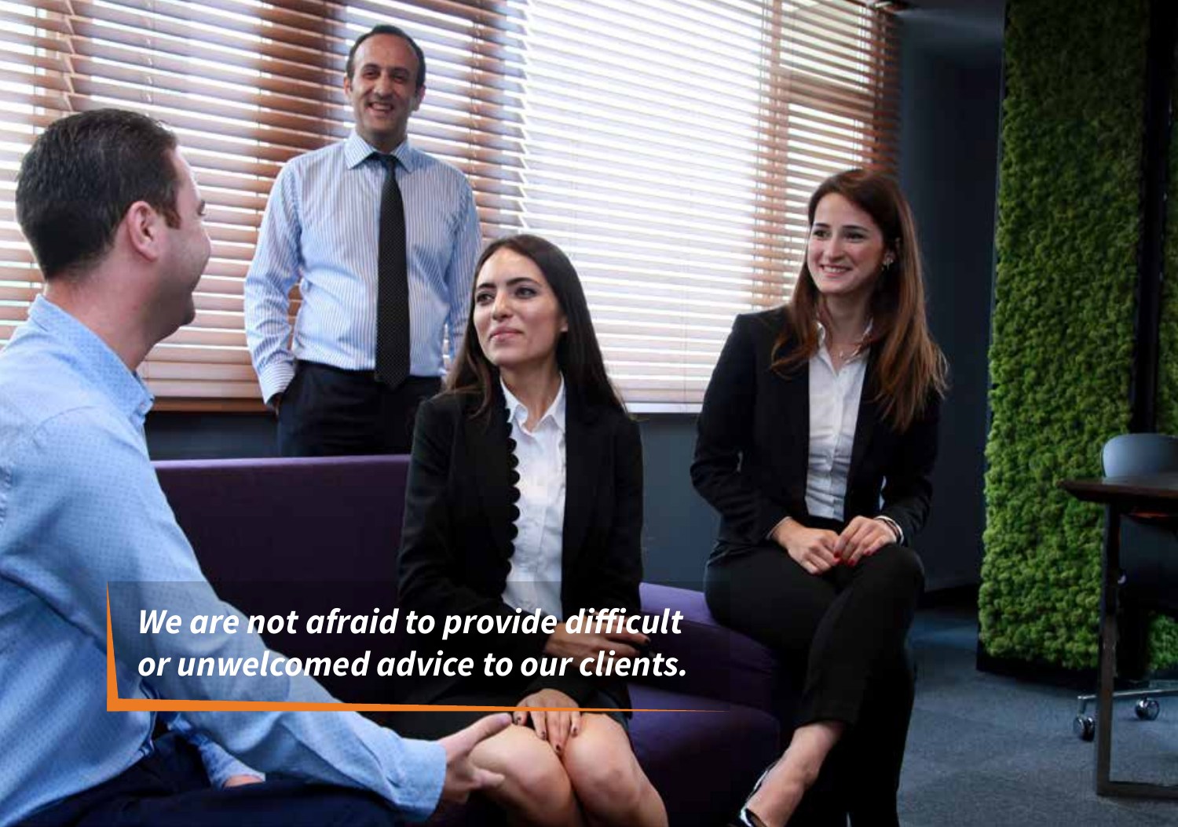***We are not afraid to provide difficult or unwelcomed advice to our clients.***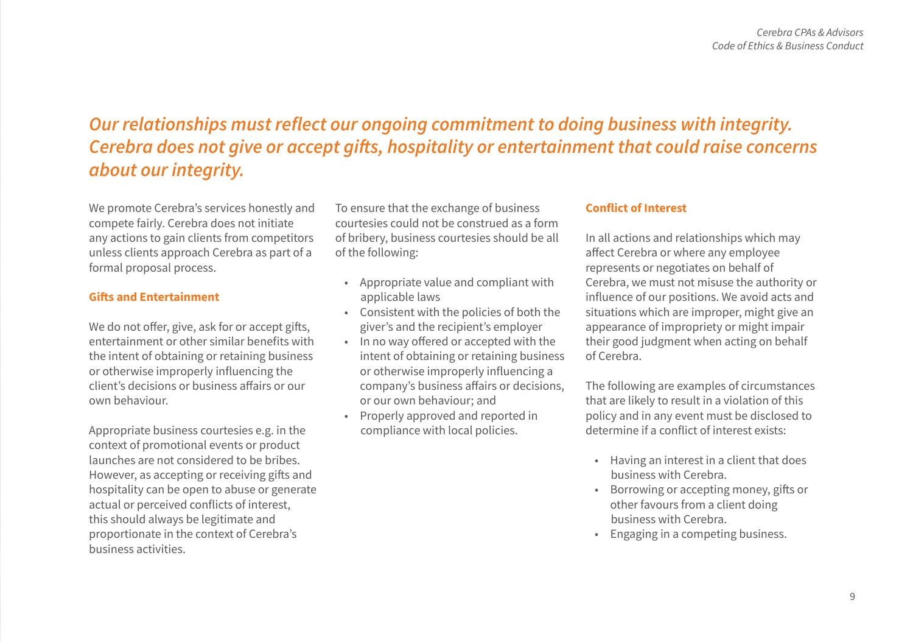*Our relationships must reflect our ongoing commitment to doing business with integrity. Cerebra does not give or accept gifts, hospitality or entertainment that could raise concerns about our integrity.*

We promote Cerebra's services honestly and compete fairly. Cerebra does not initiate any actions to gain clients from competitors unless clients approach Cerebra as part of a formal proposal process.

### Gifts and Entertainment

We do not offer, give, ask for or accept gifts, entertainment or other similar benefits with the intent of obtaining or retaining business or otherwise improperly influencing the client's decisions or business affairs or our own behaviour.

Appropriate business courtesies e.g. in the context of promotional events or product launches are not considered to be bribes. However, as accepting or receiving gifts and hospitality can be open to abuse or generate actual or perceived conflicts of interest, this should always be legitimate and proportionate in the context of Cerebra's business activities.

To ensure that the exchange of business courtesies could not be construed as a form of bribery, business courtesies should be all of the following:

- Appropriate value and compliant with applicable laws
- Consistent with the policies of both the giver's and the recipient's employer
- In no way offered or accepted with the intent of obtaining or retaining business or otherwise improperly influencing a company's business affairs or decisions, or our own behaviour; and
- Properly approved and reported in compliance with local policies.

### Conflict of Interest

In all actions and relationships which may affect Cerebra or where any employee represents or negotiates on behalf of Cerebra, we must not misuse the authority or influence of our positions. We avoid acts and situations which are improper, might give an appearance of impropriety or might impair their good judgment when acting on behalf of Cerebra.

The following are examples of circumstances that are likely to result in a violation of this policy and in any event must be disclosed to determine if a conflict of interest exists:

- Having an interest in a client that does business with Cerebra.
- Borrowing or accepting money, gifts or other favours from a client doing business with Cerebra.
- Engaging in a competing business.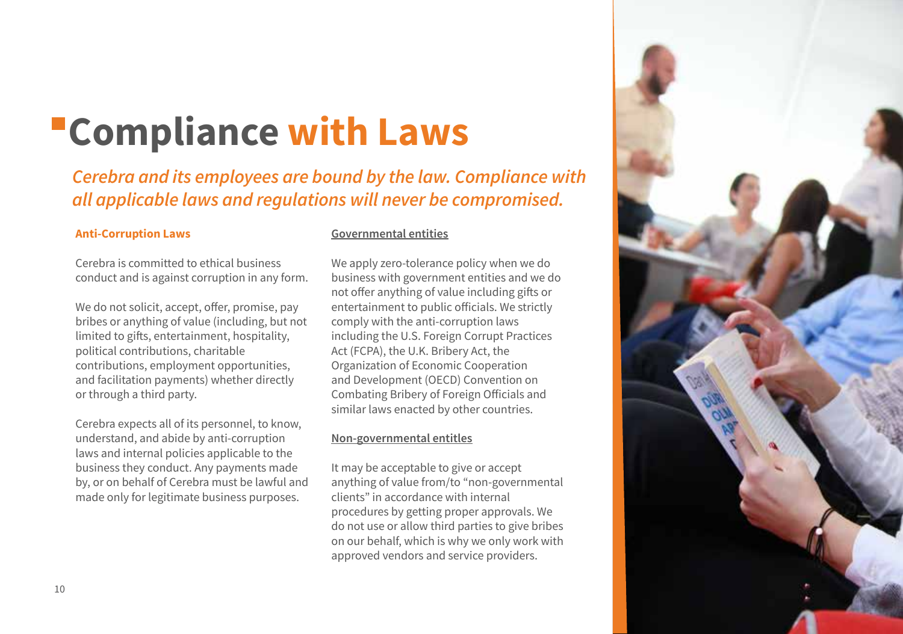# Compliance with Laws

***Cerebra and its employees are bound by the law. Compliance with all applicable laws and regulations will never be compromised.***

**Anti-Corruption Laws**

Cerebra is committed to ethical business conduct and is against corruption in any form.

We do not solicit, accept, offer, promise, pay bribes or anything of value (including, but not limited to gifts, entertainment, hospitality, political contributions, charitable contributions, employment opportunities, and facilitation payments) whether directly or through a third party.

Cerebra expects all of its personnel, to know, understand, and abide by anti-corruption laws and internal policies applicable to the business they conduct. Any payments made by, or on behalf of Cerebra must be lawful and made only for legitimate business purposes.

**Governmental entities**

We apply zero-tolerance policy when we do business with government entities and we do not offer anything of value including gifts or entertainment to public officials. We strictly comply with the anti-corruption laws including the U.S. Foreign Corrupt Practices Act (FCPA), the U.K. Bribery Act, the Organization of Economic Cooperation and Development (OECD) Convention on Combating Bribery of Foreign Officials and similar laws enacted by other countries.

**Non-governmental entitles**

It may be acceptable to give or accept anything of value from/to "non-governmental clients" in accordance with internal procedures by getting proper approvals. We do not use or allow third parties to give bribes on our behalf, which is why we only work with approved vendors and service providers.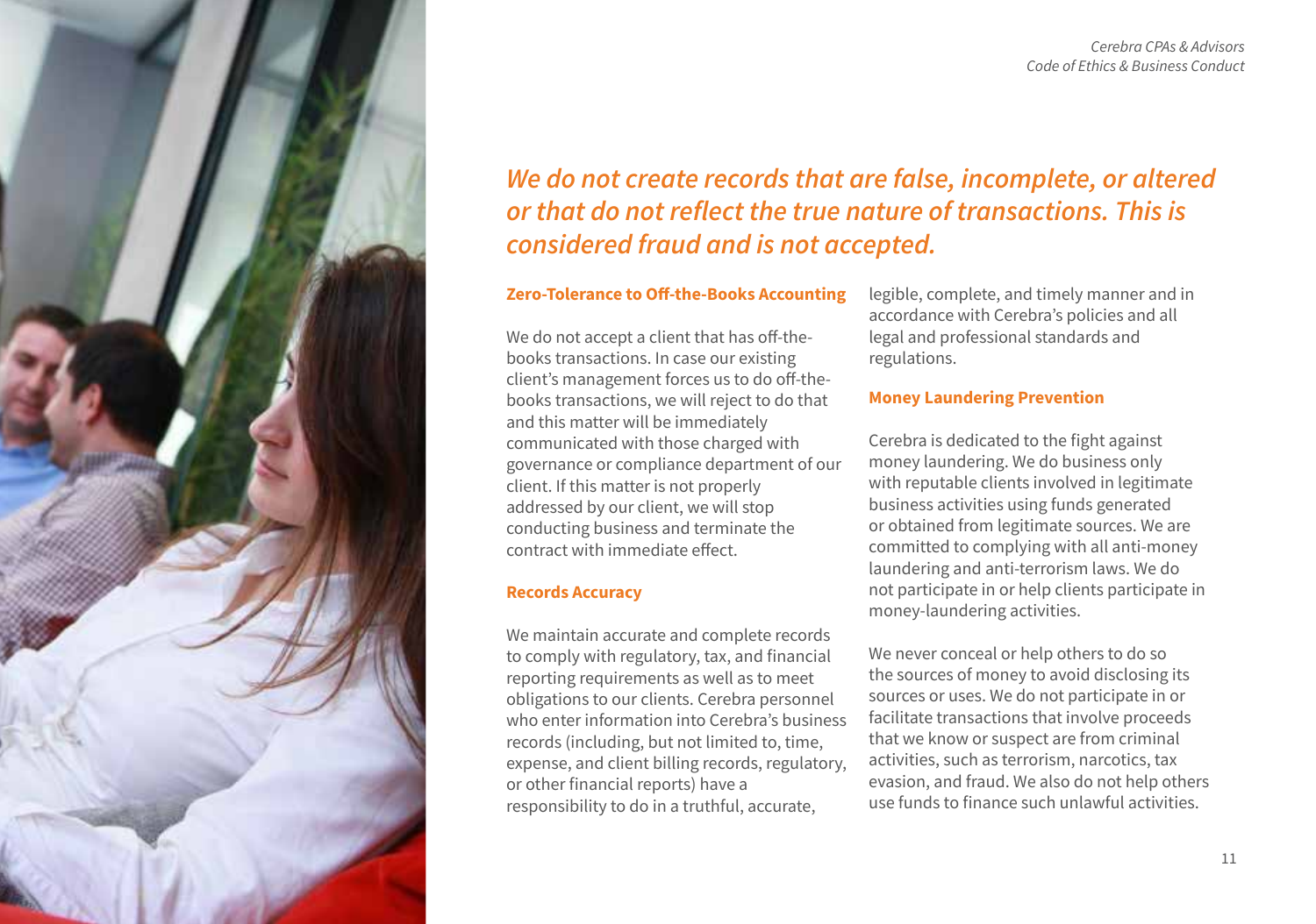*We do not create records that are false, incomplete, or altered or that do not reflect the true nature of transactions. This is considered fraud and is not accepted.*

### Zero-Tolerance to Off-the-Books Accounting

We do not accept a client that has off-the-books transactions. In case our existing client's management forces us to do off-the-books transactions, we will reject to do that and this matter will be immediately communicated with those charged with governance or compliance department of our client. If this matter is not properly addressed by our client, we will stop conducting business and terminate the contract with immediate effect.

### Records Accuracy

We maintain accurate and complete records to comply with regulatory, tax, and financial reporting requirements as well as to meet obligations to our clients. Cerebra personnel who enter information into Cerebra's business records (including, but not limited to, time, expense, and client billing records, regulatory, or other financial reports) have a responsibility to do in a truthful, accurate, legible, complete, and timely manner and in accordance with Cerebra's policies and all legal and professional standards and regulations.

### Money Laundering Prevention

Cerebra is dedicated to the fight against money laundering. We do business only with reputable clients involved in legitimate business activities using funds generated or obtained from legitimate sources. We are committed to complying with all anti-money laundering and anti-terrorism laws. We do not participate in or help clients participate in money-laundering activities.

We never conceal or help others to do so the sources of money to avoid disclosing its sources or uses. We do not participate in or facilitate transactions that involve proceeds that we know or suspect are from criminal activities, such as terrorism, narcotics, tax evasion, and fraud. We also do not help others use funds to finance such unlawful activities.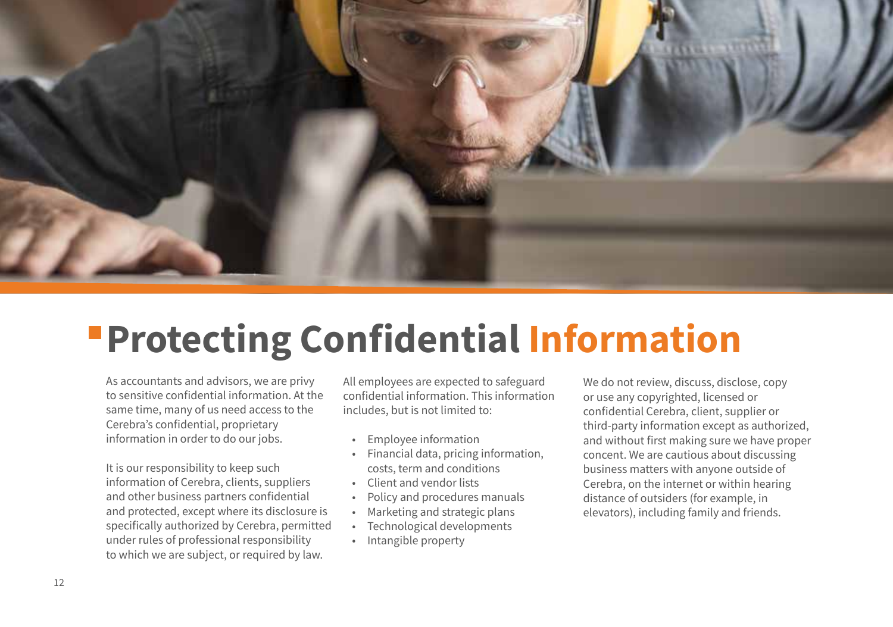# Protecting Confidential Information

As accountants and advisors, we are privy to sensitive confidential information. At the same time, many of us need access to the Cerebra's confidential, proprietary information in order to do our jobs.

It is our responsibility to keep such information of Cerebra, clients, suppliers and other business partners confidential and protected, except where its disclosure is specifically authorized by Cerebra, permitted under rules of professional responsibility to which we are subject, or required by law.

All employees are expected to safeguard confidential information. This information includes, but is not limited to:

- Employee information
- Financial data, pricing information, costs, term and conditions
- Client and vendor lists
- Policy and procedures manuals
- Marketing and strategic plans
- Technological developments
- Intangible property

We do not review, discuss, disclose, copy or use any copyrighted, licensed or confidential Cerebra, client, supplier or third-party information except as authorized, and without first making sure we have proper concent. We are cautious about discussing business matters with anyone outside of Cerebra, on the internet or within hearing distance of outsiders (for example, in elevators), including family and friends.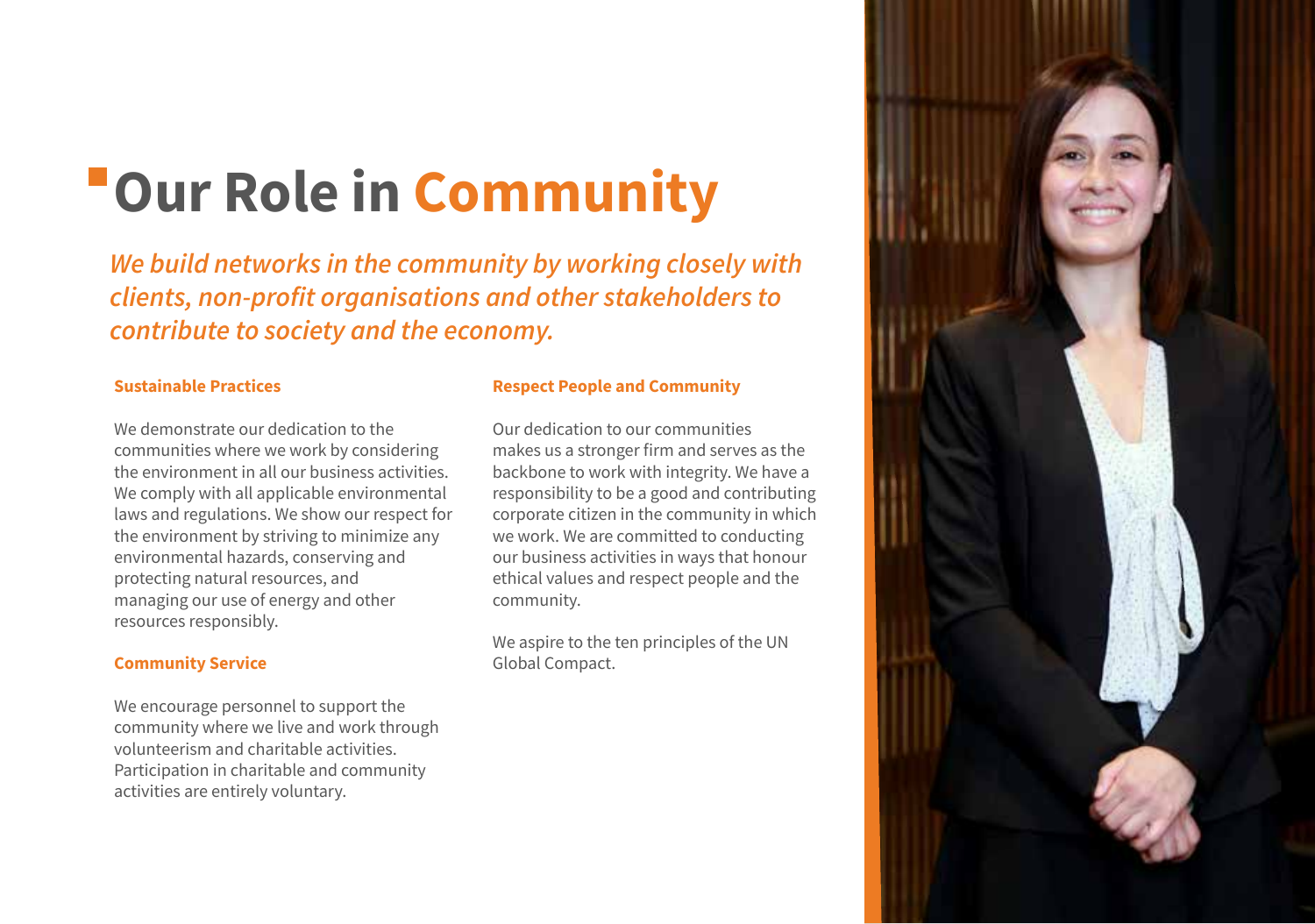# Our Role in Community

*We build networks in the community by working closely with clients, non-profit organisations and other stakeholders to contribute to society and the economy.*

### Sustainable Practices

We demonstrate our dedication to the communities where we work by considering the environment in all our business activities. We comply with all applicable environmental laws and regulations. We show our respect for the environment by striving to minimize any environmental hazards, conserving and protecting natural resources, and managing our use of energy and other resources responsibly.

### Community Service

We encourage personnel to support the community where we live and work through volunteerism and charitable activities. Participation in charitable and community activities are entirely voluntary.

### Respect People and Community

Our dedication to our communities makes us a stronger firm and serves as the backbone to work with integrity. We have a responsibility to be a good and contributing corporate citizen in the community in which we work. We are committed to conducting our business activities in ways that honour ethical values and respect people and the community.

We aspire to the ten principles of the UN Global Compact.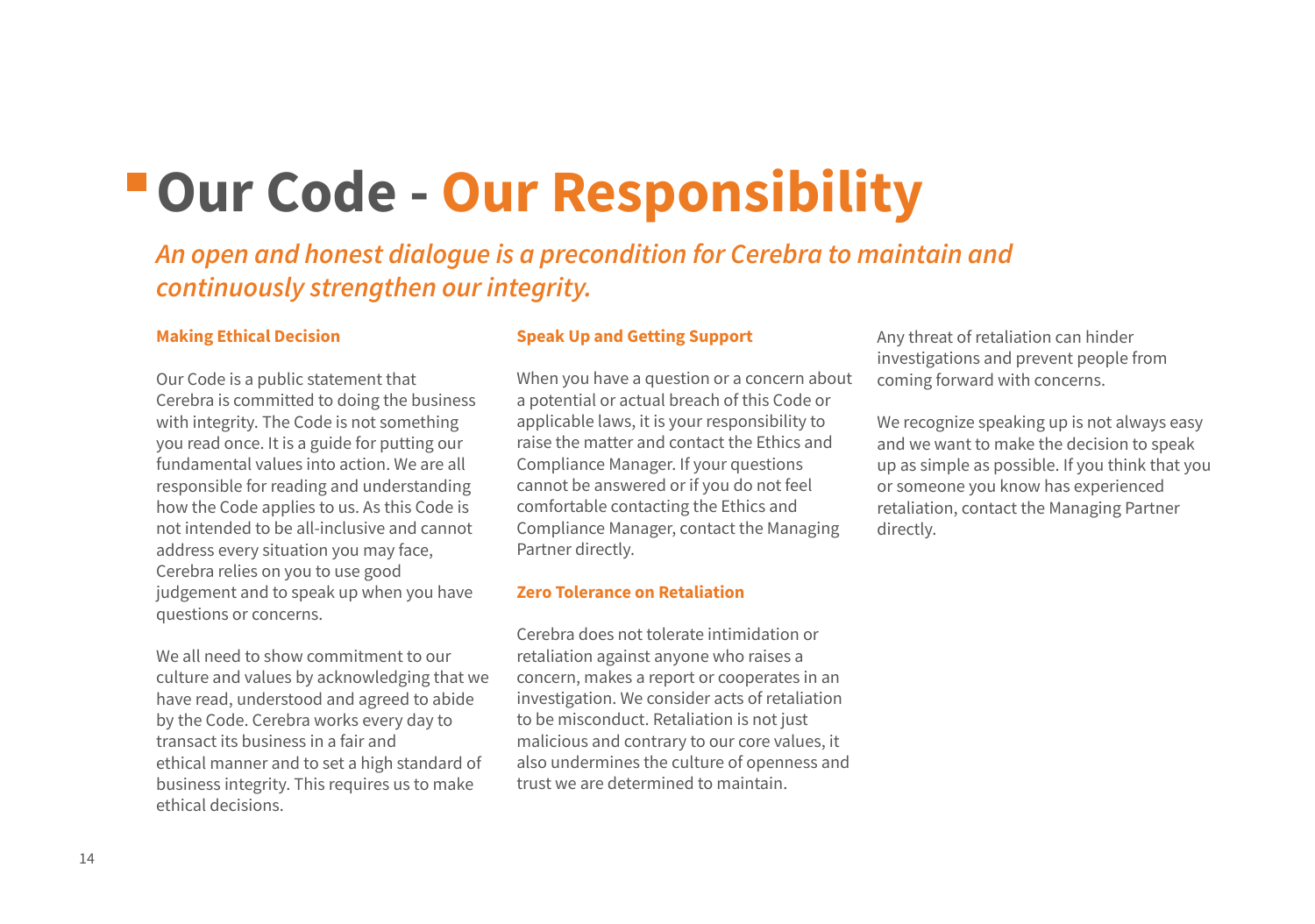# Our Code - Our Responsibility

*An open and honest dialogue is a precondition for Cerebra to maintain and continuously strengthen our integrity.*

### Making Ethical Decision

Our Code is a public statement that Cerebra is committed to doing the business with integrity. The Code is not something you read once. It is a guide for putting our fundamental values into action. We are all responsible for reading and understanding how the Code applies to us. As this Code is not intended to be all-inclusive and cannot address every situation you may face, Cerebra relies on you to use good judgement and to speak up when you have questions or concerns.

We all need to show commitment to our culture and values by acknowledging that we have read, understood and agreed to abide by the Code. Cerebra works every day to transact its business in a fair and ethical manner and to set a high standard of business integrity. This requires us to make ethical decisions.

### Speak Up and Getting Support

When you have a question or a concern about a potential or actual breach of this Code or applicable laws, it is your responsibility to raise the matter and contact the Ethics and Compliance Manager. If your questions cannot be answered or if you do not feel comfortable contacting the Ethics and Compliance Manager, contact the Managing Partner directly.

### Zero Tolerance on Retaliation

Cerebra does not tolerate intimidation or retaliation against anyone who raises a concern, makes a report or cooperates in an investigation. We consider acts of retaliation to be misconduct. Retaliation is not just malicious and contrary to our core values, it also undermines the culture of openness and trust we are determined to maintain.

Any threat of retaliation can hinder investigations and prevent people from coming forward with concerns.

We recognize speaking up is not always easy and we want to make the decision to speak up as simple as possible. If you think that you or someone you know has experienced retaliation, contact the Managing Partner directly.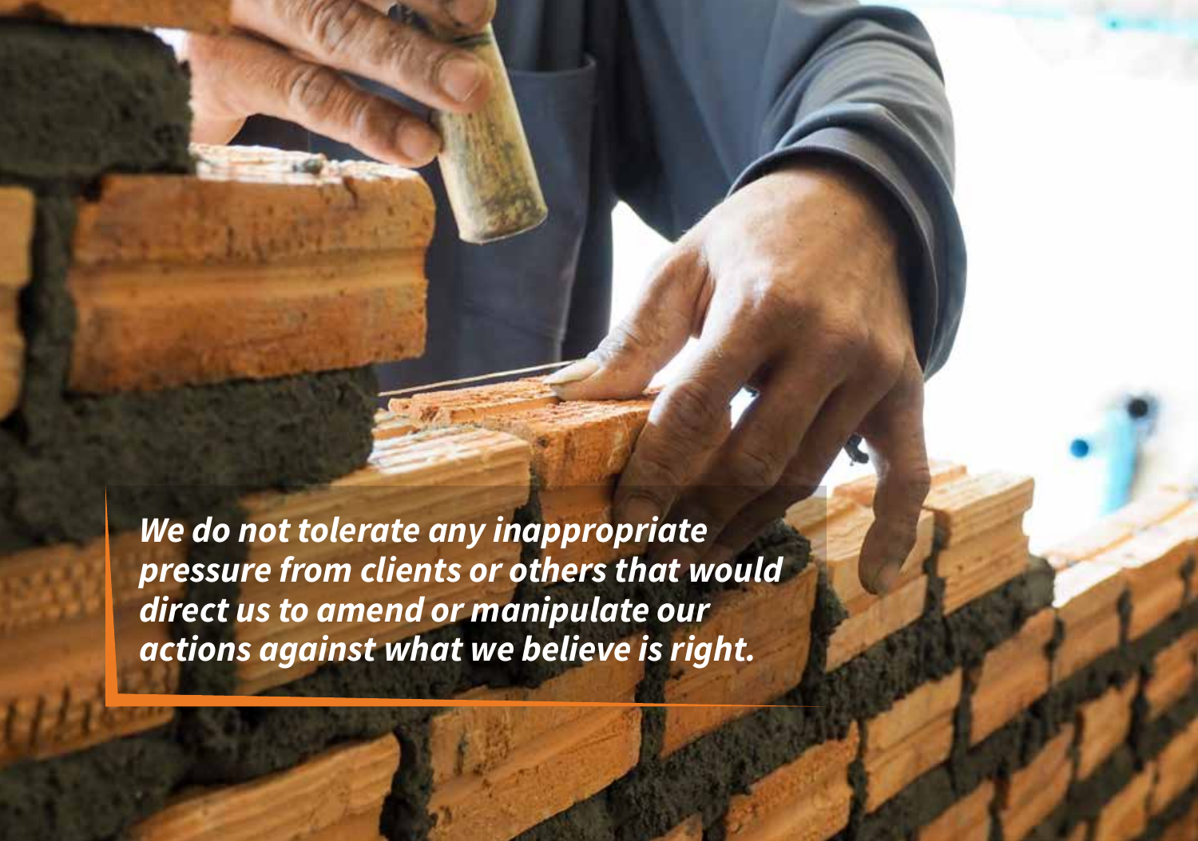*We do not tolerate any inappropriate pressure from clients or others that would direct us to amend or manipulate our actions against what we believe is right.*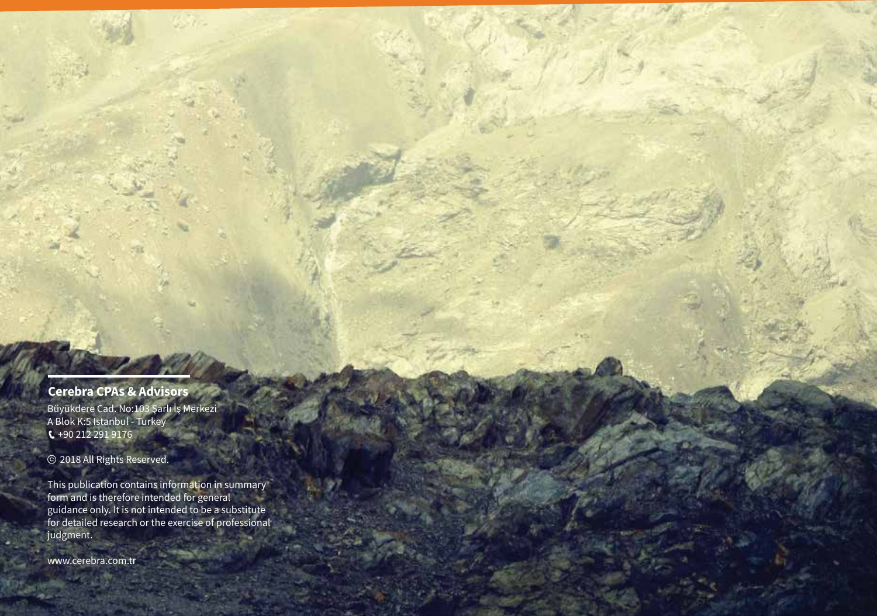**Cerebra CPAs & Advisors**

Büyükdere Cad. No:103 Şarlı İş Merkezi
A Blok K:5 Istanbul - Turkey
+90 212 291 9176

© 2018 All Rights Reserved.

This publication contains information in summary form and is therefore intended for general guidance only. It is not intended to be a substitute for detailed research or the exercise of professional judgment.

www.cerebra.com.tr